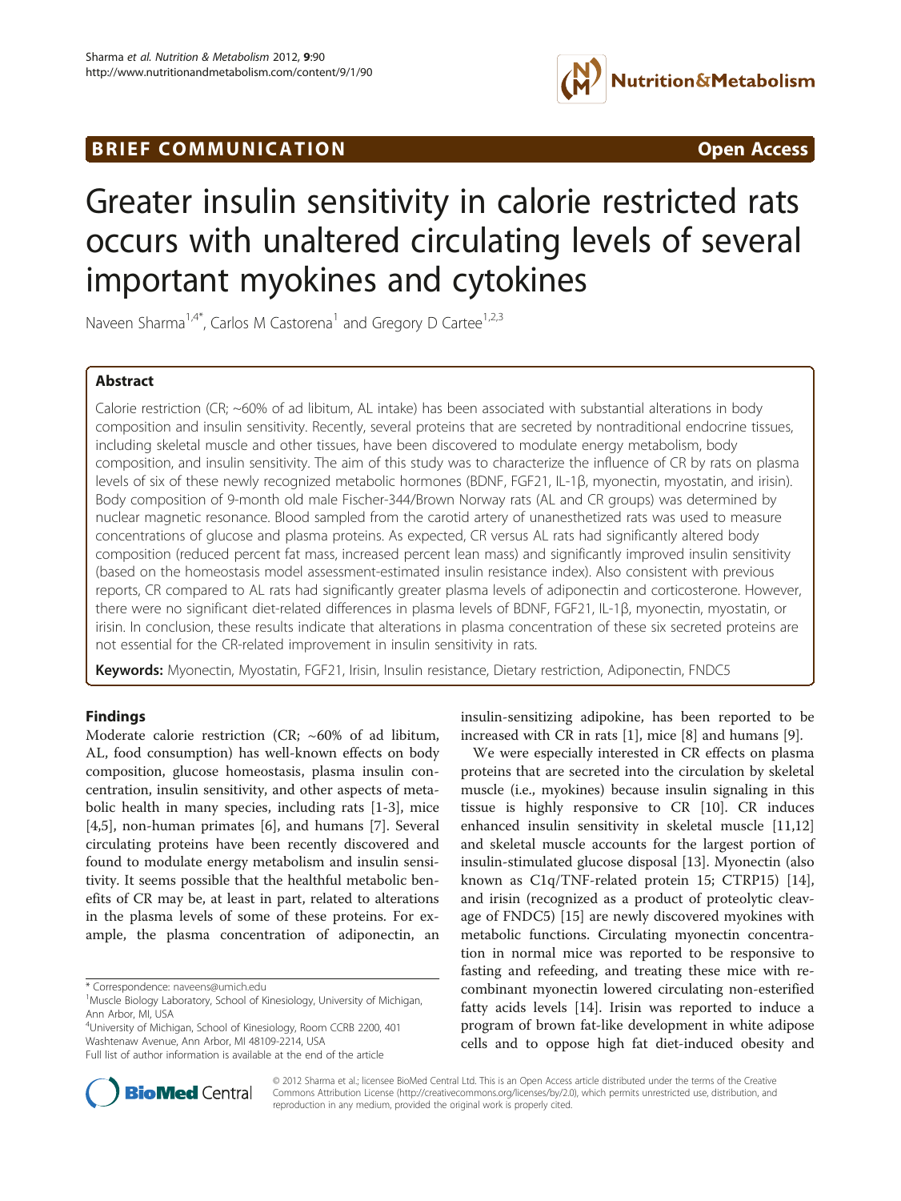**BRIEF COMMUNICATION** **Open Access**

# Greater insulin sensitivity in calorie restricted rats occurs with unaltered circulating levels of several important myokines and cytokines

Naveen Sharma[1,4*], Carlos M Castorena[1] and Gregory D Cartee[1,2,3]

## Abstract

Calorie restriction (CR; ~60% of ad libitum, AL intake) has been associated with substantial alterations in body composition and insulin sensitivity. Recently, several proteins that are secreted by nontraditional endocrine tissues, including skeletal muscle and other tissues, have been discovered to modulate energy metabolism, body composition, and insulin sensitivity. The aim of this study was to characterize the influence of CR by rats on plasma levels of six of these newly recognized metabolic hormones (BDNF, FGF21, IL-1β, myonectin, myostatin, and irisin). Body composition of 9-month old male Fischer-344/Brown Norway rats (AL and CR groups) was determined by nuclear magnetic resonance. Blood sampled from the carotid artery of unanesthetized rats was used to measure concentrations of glucose and plasma proteins. As expected, CR versus AL rats had significantly altered body composition (reduced percent fat mass, increased percent lean mass) and significantly improved insulin sensitivity (based on the homeostasis model assessment-estimated insulin resistance index). Also consistent with previous reports, CR compared to AL rats had significantly greater plasma levels of adiponectin and corticosterone. However, there were no significant diet-related differences in plasma levels of BDNF, FGF21, IL-1β, myonectin, myostatin, or irisin. In conclusion, these results indicate that alterations in plasma concentration of these six secreted proteins are not essential for the CR-related improvement in insulin sensitivity in rats.

**Keywords:** Myonectin, Myostatin, FGF21, Irisin, Insulin resistance, Dietary restriction, Adiponectin, FNDC5

## Findings

Moderate calorie restriction (CR; ~60% of ad libitum, AL, food consumption) has well-known effects on body composition, glucose homeostasis, plasma insulin concentration, insulin sensitivity, and other aspects of metabolic health in many species, including rats [1-3], mice [4,5], non-human primates [6], and humans [7]. Several circulating proteins have been recently discovered and found to modulate energy metabolism and insulin sensitivity. It seems possible that the healthful metabolic benefits of CR may be, at least in part, related to alterations in the plasma levels of some of these proteins. For example, the plasma concentration of adiponectin, an insulin-sensitizing adipokine, has been reported to be increased with CR in rats [1], mice [8] and humans [9].

We were especially interested in CR effects on plasma proteins that are secreted into the circulation by skeletal muscle (i.e., myokines) because insulin signaling in this tissue is highly responsive to CR [10]. CR induces enhanced insulin sensitivity in skeletal muscle [11,12] and skeletal muscle accounts for the largest portion of insulin-stimulated glucose disposal [13]. Myonectin (also known as C1q/TNF-related protein 15; CTRP15) [14], and irisin (recognized as a product of proteolytic cleavage of FNDC5) [15] are newly discovered myokines with metabolic functions. Circulating myonectin concentration in normal mice was reported to be responsive to fasting and refeeding, and treating these mice with recombinant myonectin lowered circulating non-esterified fatty acids levels [14]. Irisin was reported to induce a program of brown fat-like development in white adipose cells and to oppose high fat diet-induced obesity and

\* Correspondence: naveens@umich.edu
[1]Muscle Biology Laboratory, School of Kinesiology, University of Michigan, Ann Arbor, MI, USA
[4]University of Michigan, School of Kinesiology, Room CCRB 2200, 401 Washtenaw Avenue, Ann Arbor, MI 48109-2214, USA
Full list of author information is available at the end of the article

© 2012 Sharma et al.; licensee BioMed Central Ltd. This is an Open Access article distributed under the terms of the Creative Commons Attribution License (http://creativecommons.org/licenses/by/2.0), which permits unrestricted use, distribution, and reproduction in any medium, provided the original work is properly cited.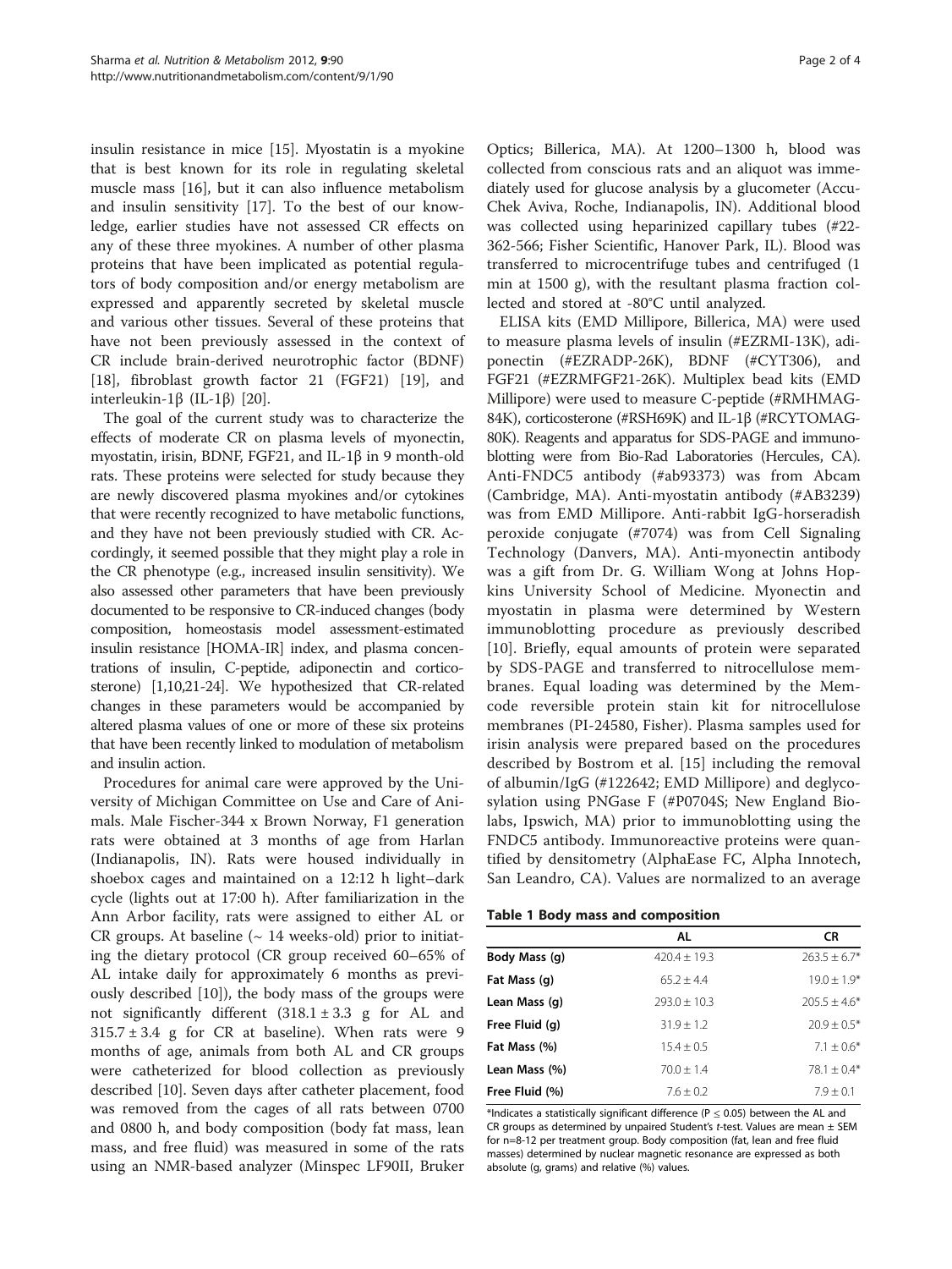insulin resistance in mice [15]. Myostatin is a myokine that is best known for its role in regulating skeletal muscle mass [16], but it can also influence metabolism and insulin sensitivity [17]. To the best of our knowledge, earlier studies have not assessed CR effects on any of these three myokines. A number of other plasma proteins that have been implicated as potential regulators of body composition and/or energy metabolism are expressed and apparently secreted by skeletal muscle and various other tissues. Several of these proteins that have not been previously assessed in the context of CR include brain-derived neurotrophic factor (BDNF) [18], fibroblast growth factor 21 (FGF21) [19], and interleukin-1β (IL-1β) [20].

The goal of the current study was to characterize the effects of moderate CR on plasma levels of myonectin, myostatin, irisin, BDNF, FGF21, and IL-1β in 9 month-old rats. These proteins were selected for study because they are newly discovered plasma myokines and/or cytokines that were recently recognized to have metabolic functions, and they have not been previously studied with CR. Accordingly, it seemed possible that they might play a role in the CR phenotype (e.g., increased insulin sensitivity). We also assessed other parameters that have been previously documented to be responsive to CR-induced changes (body composition, homeostasis model assessment-estimated insulin resistance [HOMA-IR] index, and plasma concentrations of insulin, C-peptide, adiponectin and corticosterone) [1,10,21-24]. We hypothesized that CR-related changes in these parameters would be accompanied by altered plasma values of one or more of these six proteins that have been recently linked to modulation of metabolism and insulin action.

Procedures for animal care were approved by the University of Michigan Committee on Use and Care of Animals. Male Fischer-344 x Brown Norway, F1 generation rats were obtained at 3 months of age from Harlan (Indianapolis, IN). Rats were housed individually in shoebox cages and maintained on a 12:12 h light–dark cycle (lights out at 17:00 h). After familiarization in the Ann Arbor facility, rats were assigned to either AL or CR groups. At baseline (~ 14 weeks-old) prior to initiating the dietary protocol (CR group received 60–65% of AL intake daily for approximately 6 months as previously described [10]), the body mass of the groups were not significantly different (318.1 ± 3.3 g for AL and 315.7 ± 3.4 g for CR at baseline). When rats were 9 months of age, animals from both AL and CR groups were catheterized for blood collection as previously described [10]. Seven days after catheter placement, food was removed from the cages of all rats between 0700 and 0800 h, and body composition (body fat mass, lean mass, and free fluid) was measured in some of the rats using an NMR-based analyzer (Minspec LF90II, Bruker Optics; Billerica, MA). At 1200–1300 h, blood was collected from conscious rats and an aliquot was immediately used for glucose analysis by a glucometer (Accu-Chek Aviva, Roche, Indianapolis, IN). Additional blood was collected using heparinized capillary tubes (#22-362-566; Fisher Scientific, Hanover Park, IL). Blood was transferred to microcentrifuge tubes and centrifuged (1 min at 1500 g), with the resultant plasma fraction collected and stored at -80°C until analyzed.

ELISA kits (EMD Millipore, Billerica, MA) were used to measure plasma levels of insulin (#EZRMI-13K), adiponectin (#EZRADP-26K), BDNF (#CYT306), and FGF21 (#EZRMFGF21-26K). Multiplex bead kits (EMD Millipore) were used to measure C-peptide (#RMHMAG-84K), corticosterone (#RSH69K) and IL-1β (#RCYTOMAG-80K). Reagents and apparatus for SDS-PAGE and immunoblotting were from Bio-Rad Laboratories (Hercules, CA). Anti-FNDC5 antibody (#ab93373) was from Abcam (Cambridge, MA). Anti-myostatin antibody (#AB3239) was from EMD Millipore. Anti-rabbit IgG-horseradish peroxide conjugate (#7074) was from Cell Signaling Technology (Danvers, MA). Anti-myonectin antibody was a gift from Dr. G. William Wong at Johns Hopkins University School of Medicine. Myonectin and myostatin in plasma were determined by Western immunoblotting procedure as previously described [10]. Briefly, equal amounts of protein were separated by SDS-PAGE and transferred to nitrocellulose membranes. Equal loading was determined by the Memcode reversible protein stain kit for nitrocellulose membranes (PI-24580, Fisher). Plasma samples used for irisin analysis were prepared based on the procedures described by Bostrom et al. [15] including the removal of albumin/IgG (#122642; EMD Millipore) and deglycosylation using PNGase F (#P0704S; New England Biolabs, Ipswich, MA) prior to immunoblotting using the FNDC5 antibody. Immunoreactive proteins were quantified by densitometry (AlphaEase FC, Alpha Innotech, San Leandro, CA). Values are normalized to an average

**Table 1 Body mass and composition**

| | AL | CR |
|---|---|---|
| **Body Mass (g)** | 420.4 ± 19.3 | 263.5 ± 6.7* |
| **Fat Mass (g)** | 65.2 ± 4.4 | 19.0 ± 1.9* |
| **Lean Mass (g)** | 293.0 ± 10.3 | 205.5 ± 4.6* |
| **Free Fluid (g)** | 31.9 ± 1.2 | 20.9 ± 0.5* |
| **Fat Mass (%)** | 15.4 ± 0.5 | 7.1 ± 0.6* |
| **Lean Mass (%)** | 70.0 ± 1.4 | 78.1 ± 0.4* |
| **Free Fluid (%)** | 7.6 ± 0.2 | 7.9 ± 0.1 |

*Indicates a statistically significant difference ($P \le 0.05$) between the AL and CR groups as determined by unpaired Student's *t*-test. Values are mean ± SEM for n=8-12 per treatment group. Body composition (fat, lean and free fluid masses) determined by nuclear magnetic resonance are expressed as both absolute (g, grams) and relative (%) values.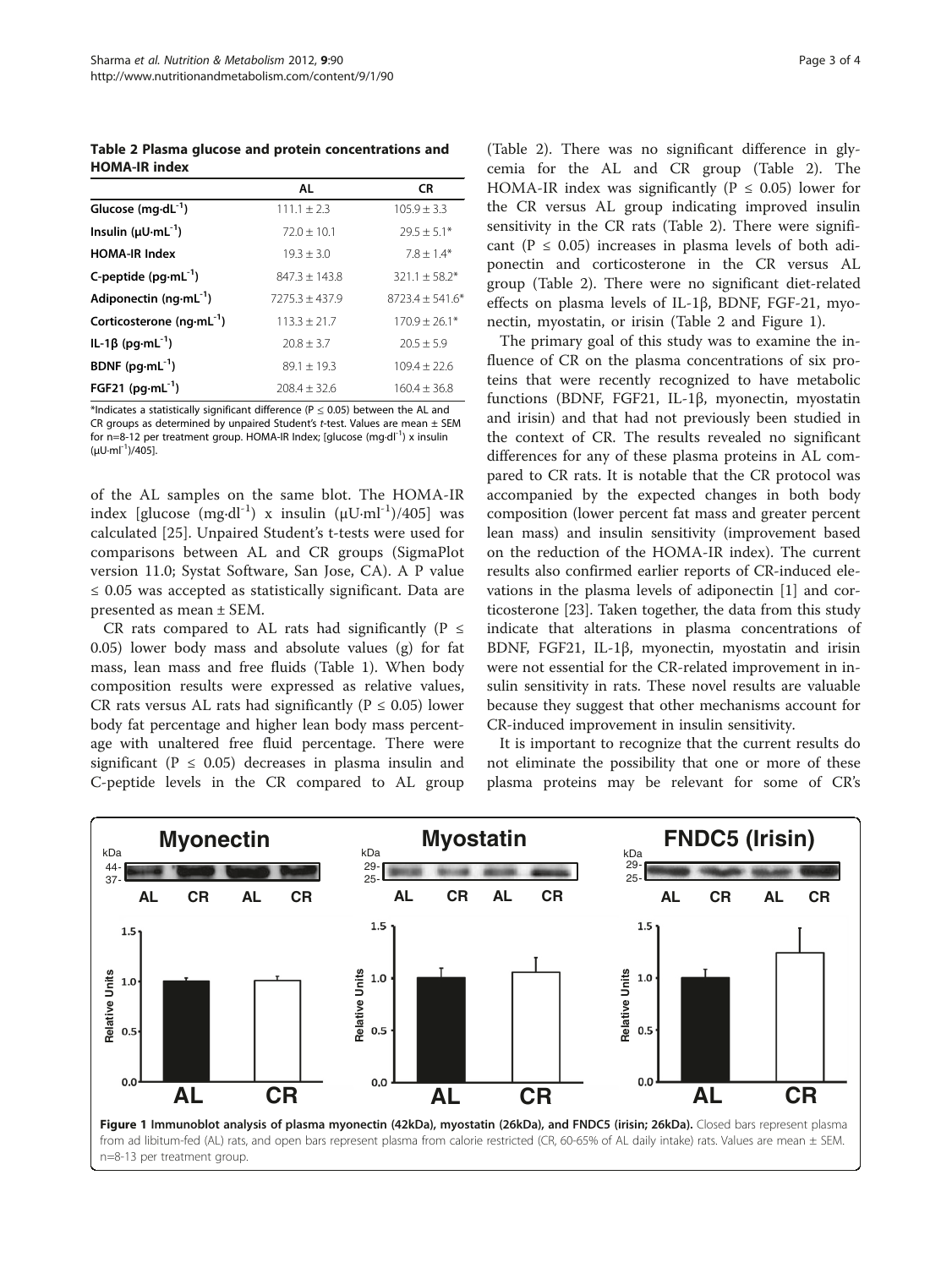**Table 2 Plasma glucose and protein concentrations and HOMA-IR index**

| | AL | CR |
|---|---|---|
| Glucose (mg·dL$^{-1}$) | 111.1 ± 2.3 | 105.9 ± 3.3 |
| Insulin (μU·mL$^{-1}$) | 72.0 ± 10.1 | 29.5 ± 5.1* |
| HOMA-IR Index | 19.3 ± 3.0 | 7.8 ± 1.4* |
| C-peptide (pg·mL$^{-1}$) | 847.3 ± 143.8 | 321.1 ± 58.2* |
| Adiponectin (ng·mL$^{-1}$) | 7275.3 ± 437.9 | 8723.4 ± 541.6* |
| Corticosterone (ng·mL$^{-1}$) | 113.3 ± 21.7 | 170.9 ± 26.1* |
| IL-1β (pg·mL$^{-1}$) | 20.8 ± 3.7 | 20.5 ± 5.9 |
| BDNF (pg·mL$^{-1}$) | 89.1 ± 19.3 | 109.4 ± 22.6 |
| FGF21 (pg·mL$^{-1}$) | 208.4 ± 32.6 | 160.4 ± 36.8 |

*Indicates a statistically significant difference ($P \leq 0.05$) between the AL and CR groups as determined by unpaired Student's *t*-test. Values are mean ± SEM for n=8-12 per treatment group. HOMA-IR Index; [glucose (mg·dl$^{-1}$) x insulin (μU·ml$^{-1}$)/405].

of the AL samples on the same blot. The HOMA-IR index [glucose (mg·dl$^{-1}$) x insulin (μU·ml$^{-1}$)/405] was calculated [25]. Unpaired Student's t-tests were used for comparisons between AL and CR groups (SigmaPlot version 11.0; Systat Software, San Jose, CA). A P value ≤ 0.05 was accepted as statistically significant. Data are presented as mean ± SEM.

CR rats compared to AL rats had significantly ($P \leq 0.05$) lower body mass and absolute values (g) for fat mass, lean mass and free fluids (Table 1). When body composition results were expressed as relative values, CR rats versus AL rats had significantly ($P \leq 0.05$) lower body fat percentage and higher lean body mass percentage with unaltered free fluid percentage. There were significant ($P \leq 0.05$) decreases in plasma insulin and C-peptide levels in the CR compared to AL group (Table 2). There was no significant difference in glycemia for the AL and CR group (Table 2). The HOMA-IR index was significantly ($P \leq 0.05$) lower for the CR versus AL group indicating improved insulin sensitivity in the CR rats (Table 2). There were significant ($P \leq 0.05$) increases in plasma levels of both adiponectin and corticosterone in the CR versus AL group (Table 2). There were no significant diet-related effects on plasma levels of IL-1β, BDNF, FGF-21, myonectin, myostatin, or irisin (Table 2 and Figure 1).

The primary goal of this study was to examine the influence of CR on the plasma concentrations of six proteins that were recently recognized to have metabolic functions (BDNF, FGF21, IL-1β, myonectin, myostatin and irisin) and that had not previously been studied in the context of CR. The results revealed no significant differences for any of these plasma proteins in AL compared to CR rats. It is notable that the CR protocol was accompanied by the expected changes in both body composition (lower percent fat mass and greater percent lean mass) and insulin sensitivity (improvement based on the reduction of the HOMA-IR index). The current results also confirmed earlier reports of CR-induced elevations in the plasma levels of adiponectin [1] and corticosterone [23]. Taken together, the data from this study indicate that alterations in plasma concentrations of BDNF, FGF21, IL-1β, myonectin, myostatin and irisin were not essential for the CR-related improvement in insulin sensitivity in rats. These novel results are valuable because they suggest that other mechanisms account for CR-induced improvement in insulin sensitivity.

It is important to recognize that the current results do not eliminate the possibility that one or more of these plasma proteins may be relevant for some of CR's

**Figure 1 Immunoblot analysis of plasma myonectin (42kDa), myostatin (26kDa), and FNDC5 (irisin; 26kDa).** Closed bars represent plasma from ad libitum-fed (AL) rats, and open bars represent plasma from calorie restricted (CR, 60-65% of AL daily intake) rats. Values are mean ± SEM. n=8-13 per treatment group.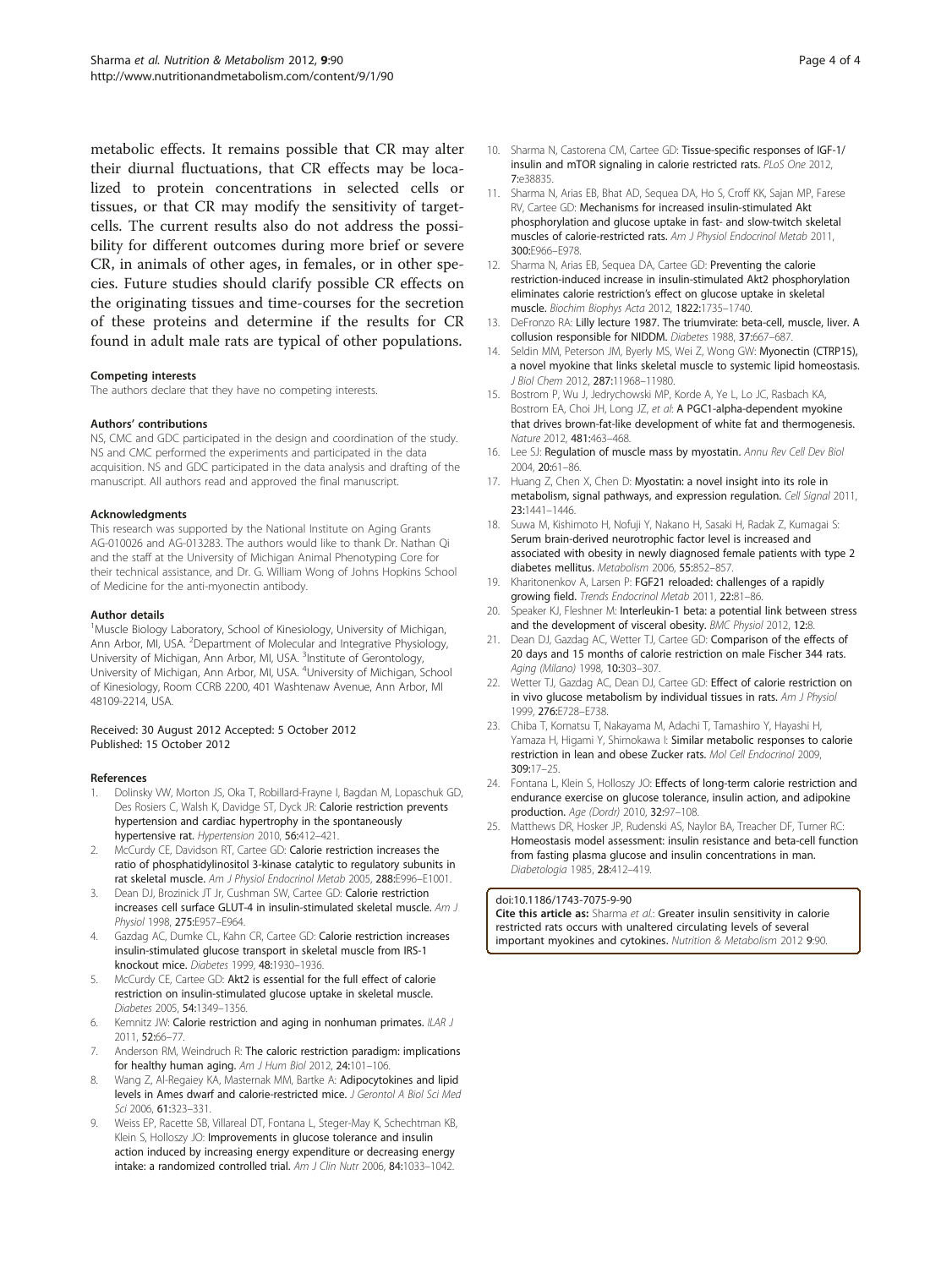metabolic effects. It remains possible that CR may alter their diurnal fluctuations, that CR effects may be localized to protein concentrations in selected cells or tissues, or that CR may modify the sensitivity of target-cells. The current results also do not address the possibility for different outcomes during more brief or severe CR, in animals of other ages, in females, or in other species. Future studies should clarify possible CR effects on the originating tissues and time-courses for the secretion of these proteins and determine if the results for CR found in adult male rats are typical of other populations.

#### Competing interests

The authors declare that they have no competing interests.

#### Authors' contributions

NS, CMC and GDC participated in the design and coordination of the study. NS and CMC performed the experiments and participated in the data acquisition. NS and GDC participated in the data analysis and drafting of the manuscript. All authors read and approved the final manuscript.

#### Acknowledgments

This research was supported by the National Institute on Aging Grants AG-010026 and AG-013283. The authors would like to thank Dr. Nathan Qi and the staff at the University of Michigan Animal Phenotyping Core for their technical assistance, and Dr. G. William Wong of Johns Hopkins School of Medicine for the anti-myonectin antibody.

#### Author details

[1]Muscle Biology Laboratory, School of Kinesiology, University of Michigan, Ann Arbor, MI, USA. [2]Department of Molecular and Integrative Physiology, University of Michigan, Ann Arbor, MI, USA. [3]Institute of Gerontology, University of Michigan, Ann Arbor, MI, USA. [4]University of Michigan, School of Kinesiology, Room CCRB 2200, 401 Washtenaw Avenue, Ann Arbor, MI 48109-2214, USA.

Received: 30 August 2012 Accepted: 5 October 2012
Published: 15 October 2012

#### References

1. Dolinsky VW, Morton JS, Oka T, Robillard-Frayne I, Bagdan M, Lopaschuk GD, Des Rosiers C, Walsh K, Davidge ST, Dyck JR: **Calorie restriction prevents hypertension and cardiac hypertrophy in the spontaneously hypertensive rat.** *Hypertension* 2010, **56:**412–421.
2. McCurdy CE, Davidson RT, Cartee GD: **Calorie restriction increases the ratio of phosphatidylinositol 3-kinase catalytic to regulatory subunits in rat skeletal muscle.** *Am J Physiol Endocrinol Metab* 2005, **288:**E996–E1001.
3. Dean DJ, Brozinick JT Jr, Cushman SW, Cartee GD: **Calorie restriction increases cell surface GLUT-4 in insulin-stimulated skeletal muscle.** *Am J Physiol* 1998, **275:**E957–E964.
4. Gazdag AC, Dumke CL, Kahn CR, Cartee GD: **Calorie restriction increases insulin-stimulated glucose transport in skeletal muscle from IRS-1 knockout mice.** *Diabetes* 1999, **48:**1930–1936.
5. McCurdy CE, Cartee GD: **Akt2 is essential for the full effect of calorie restriction on insulin-stimulated glucose uptake in skeletal muscle.** *Diabetes* 2005, **54:**1349–1356.
6. Kemnitz JW: **Calorie restriction and aging in nonhuman primates.** *ILAR J* 2011, **52:**66–77.
7. Anderson RM, Weindruch R: **The caloric restriction paradigm: implications for healthy human aging.** *Am J Hum Biol* 2012, **24:**101–106.
8. Wang Z, Al-Regaiey KA, Masternak MM, Bartke A: **Adipocytokines and lipid levels in Ames dwarf and calorie-restricted mice.** *J Gerontol A Biol Sci Med Sci* 2006, **61:**323–331.
9. Weiss EP, Racette SB, Villareal DT, Fontana L, Steger-May K, Schechtman KB, Klein S, Holloszy JO: **Improvements in glucose tolerance and insulin action induced by increasing energy expenditure or decreasing energy intake: a randomized controlled trial.** *Am J Clin Nutr* 2006, **84:**1033–1042.
10. Sharma N, Castorena CM, Cartee GD: **Tissue-specific responses of IGF-1/insulin and mTOR signaling in calorie restricted rats.** *PLoS One* 2012, **7:**e38835.
11. Sharma N, Arias EB, Bhat AD, Sequea DA, Ho S, Croff KK, Sajan MP, Farese RV, Cartee GD: **Mechanisms for increased insulin-stimulated Akt phosphorylation and glucose uptake in fast- and slow-twitch skeletal muscles of calorie-restricted rats.** *Am J Physiol Endocrinol Metab* 2011, **300:**E966–E978.
12. Sharma N, Arias EB, Sequea DA, Cartee GD: **Preventing the calorie restriction-induced increase in insulin-stimulated Akt2 phosphorylation eliminates calorie restriction's effect on glucose uptake in skeletal muscle.** *Biochim Biophys Acta* 2012, **1822:**1735–1740.
13. DeFronzo RA: **Lilly lecture 1987. The triumvirate: beta-cell, muscle, liver. A collusion responsible for NIDDM.** *Diabetes* 1988, **37:**667–687.
14. Seldin MM, Peterson JM, Byerly MS, Wei Z, Wong GW: **Myonectin (CTRP15), a novel myokine that links skeletal muscle to systemic lipid homeostasis.** *J Biol Chem* 2012, **287:**11968–11980.
15. Bostrom P, Wu J, Jedrychowski MP, Korde A, Ye L, Lo JC, Rasbach KA, Bostrom EA, Choi JH, Long JZ, *et al*: **A PGC1-alpha-dependent myokine that drives brown-fat-like development of white fat and thermogenesis.** *Nature* 2012, **481:**463–468.
16. Lee SJ: **Regulation of muscle mass by myostatin.** *Annu Rev Cell Dev Biol* 2004, **20:**61–86.
17. Huang Z, Chen X, Chen D: **Myostatin: a novel insight into its role in metabolism, signal pathways, and expression regulation.** *Cell Signal* 2011, **23:**1441–1446.
18. Suwa M, Kishimoto H, Nofuji Y, Nakano H, Sasaki H, Radak Z, Kumagai S: **Serum brain-derived neurotrophic factor level is increased and associated with obesity in newly diagnosed female patients with type 2 diabetes mellitus.** *Metabolism* 2006, **55:**852–857.
19. Kharitonenkov A, Larsen P: **FGF21 reloaded: challenges of a rapidly growing field.** *Trends Endocrinol Metab* 2011, **22:**81–86.
20. Speaker KJ, Fleshner M: **Interleukin-1 beta: a potential link between stress and the development of visceral obesity.** *BMC Physiol* 2012, **12:**8.
21. Dean DJ, Gazdag AC, Wetter TJ, Cartee GD: **Comparison of the effects of 20 days and 15 months of calorie restriction on male Fischer 344 rats.** *Aging (Milano)* 1998, **10:**303–307.
22. Wetter TJ, Gazdag AC, Dean DJ, Cartee GD: **Effect of calorie restriction on in vivo glucose metabolism by individual tissues in rats.** *Am J Physiol* 1999, **276:**E728–E738.
23. Chiba T, Komatsu T, Nakayama M, Adachi T, Tamashiro Y, Hayashi H, Yamaza H, Higami Y, Shimokawa I: **Similar metabolic responses to calorie restriction in lean and obese Zucker rats.** *Mol Cell Endocrinol* 2009, **309:**17–25.
24. Fontana L, Klein S, Holloszy JO: **Effects of long-term calorie restriction and endurance exercise on glucose tolerance, insulin action, and adipokine production.** *Age (Dordr)* 2010, **32:**97–108.
25. Matthews DR, Hosker JP, Rudenski AS, Naylor BA, Treacher DF, Turner RC: **Homeostasis model assessment: insulin resistance and beta-cell function from fasting plasma glucose and insulin concentrations in man.** *Diabetologia* 1985, **28:**412–419.

doi:10.1186/1743-7075-9-90
**Cite this article as:** Sharma *et al.*: Greater insulin sensitivity in calorie restricted rats occurs with unaltered circulating levels of several important myokines and cytokines. *Nutrition & Metabolism* 2012 **9**:90.